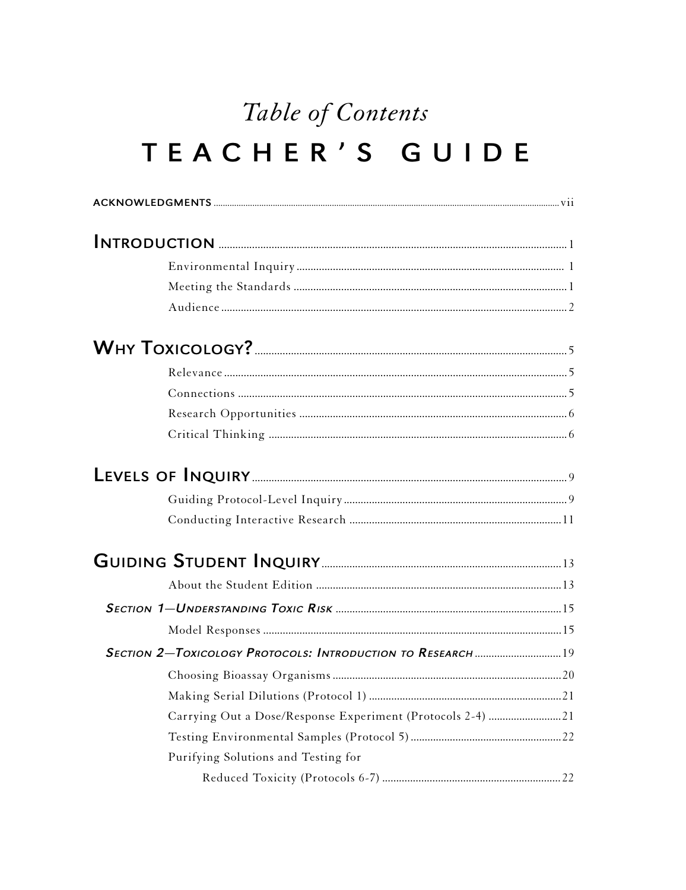# *Table of Contents*

# TEACHER'S GUIDE

ACKNOWLEDGMENTS ..................... vii

## INTRODUCTION ..................... 1

- Environmental Inquiry ..................... 1
- Meeting the Standards ..................... 1
- Audience ..................... 2

## WHY TOXICOLOGY? ..................... 5

- Relevance ..................... 5
- Connections ..................... 5
- Research Opportunities ..................... 6
- Critical Thinking ..................... 6

## LEVELS OF INQUIRY ..................... 9

- Guiding Protocol-Level Inquiry ..................... 9
- Conducting Interactive Research ..................... 11

## GUIDING STUDENT INQUIRY ..................... 13

- About the Student Edition ..................... 13

### *SECTION 1—UNDERSTANDING TOXIC RISK* ..................... 15

- Model Responses ..................... 15

### *SECTION 2—TOXICOLOGY PROTOCOLS: INTRODUCTION TO RESEARCH* ..................... 19

- Choosing Bioassay Organisms ..................... 20
- Making Serial Dilutions (Protocol 1) ..................... 21
- Carrying Out a Dose/Response Experiment (Protocols 2-4) ..................... 21
- Testing Environmental Samples (Protocol 5) ..................... 22
- Purifying Solutions and Testing for Reduced Toxicity (Protocols 6-7) ..................... 22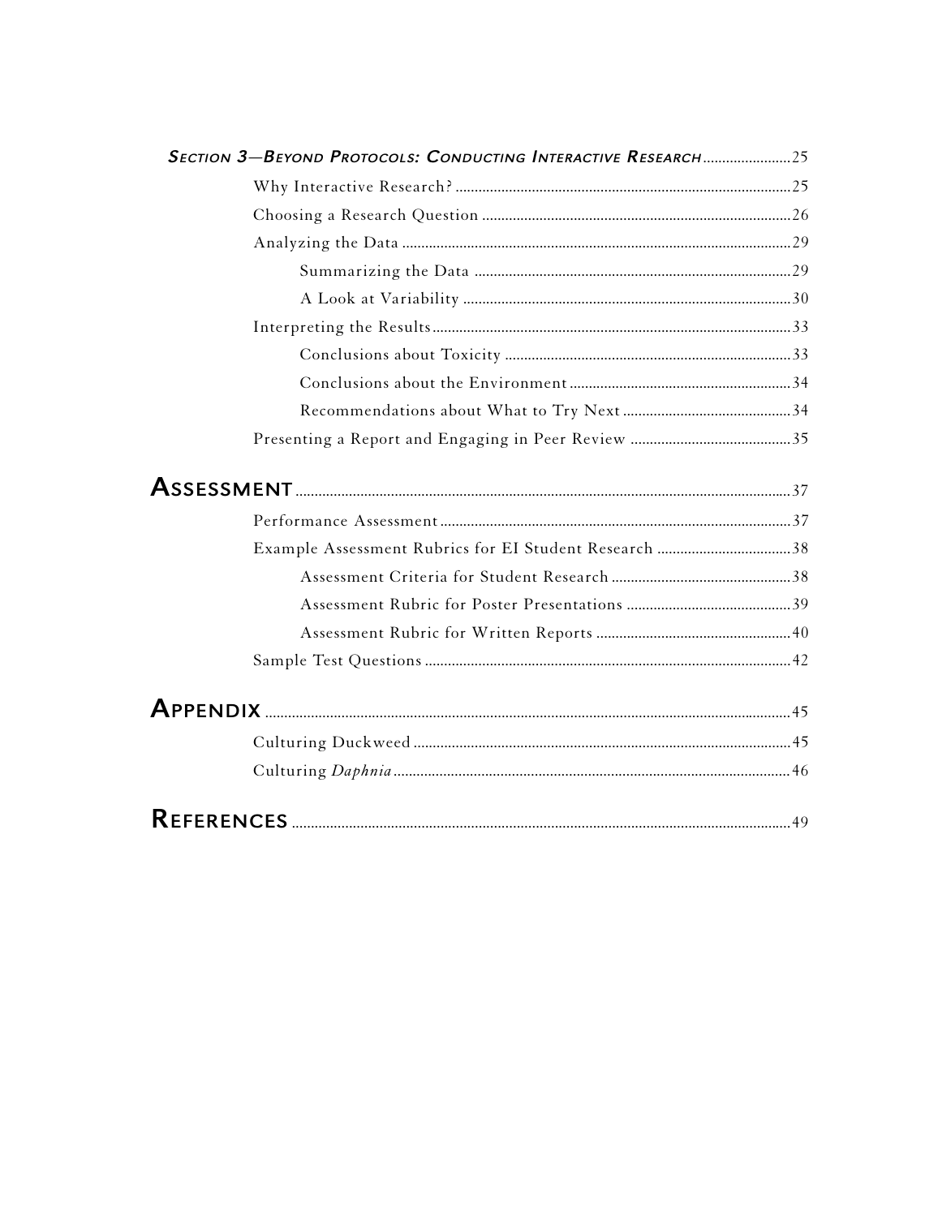*Section 3—Beyond Protocols: Conducting Interactive Research* ....................... 25

- Why Interactive Research? ....................... 25
- Choosing a Research Question ....................... 26
- Analyzing the Data ....................... 29
  - Summarizing the Data ....................... 29
  - A Look at Variability ....................... 30
- Interpreting the Results ....................... 33
  - Conclusions about Toxicity ....................... 33
  - Conclusions about the Environment ....................... 34
  - Recommendations about What to Try Next ....................... 34
- Presenting a Report and Engaging in Peer Review ....................... 35

**Assessment** ....................... 37

- Performance Assessment ....................... 37
- Example Assessment Rubrics for EI Student Research ....................... 38
  - Assessment Criteria for Student Research ....................... 38
  - Assessment Rubric for Poster Presentations ....................... 39
  - Assessment Rubric for Written Reports ....................... 40
- Sample Test Questions ....................... 42

**Appendix** ....................... 45

- Culturing Duckweed ....................... 45
- Culturing *Daphnia* ....................... 46

**References** ....................... 49